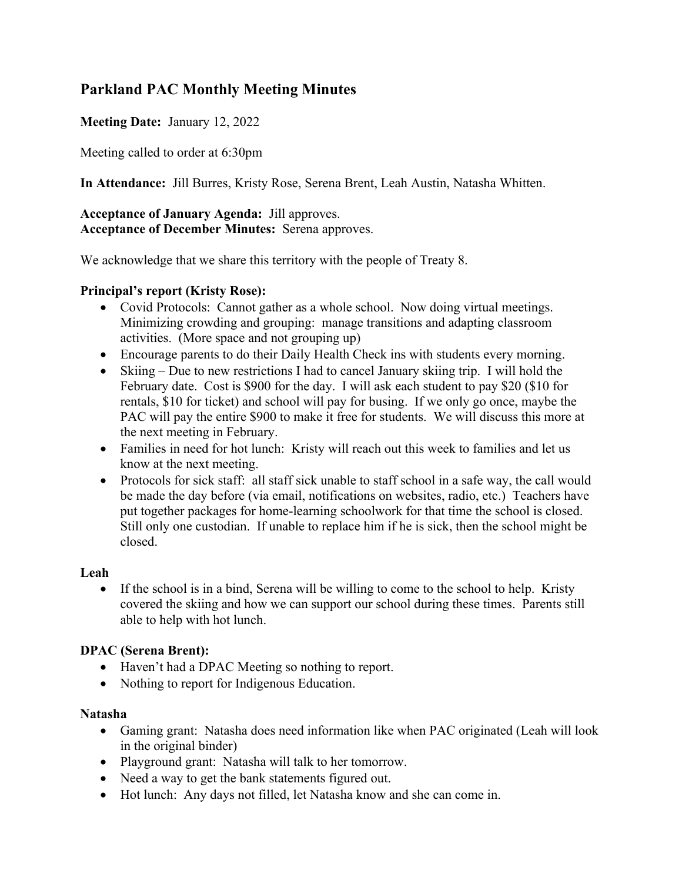# Parkland PAC Monthly Meeting Minutes

**Meeting Date:** January 12, 2022

Meeting called to order at 6:30pm

**In Attendance:** Jill Burres, Kristy Rose, Serena Brent, Leah Austin, Natasha Whitten.

**Acceptance of January Agenda:** Jill approves.
**Acceptance of December Minutes:** Serena approves.

We acknowledge that we share this territory with the people of Treaty 8.

**Principal's report (Kristy Rose):**

- Covid Protocols: Cannot gather as a whole school. Now doing virtual meetings. Minimizing crowding and grouping: manage transitions and adapting classroom activities. (More space and not grouping up)
- Encourage parents to do their Daily Health Check ins with students every morning.
- Skiing – Due to new restrictions I had to cancel January skiing trip. I will hold the February date. Cost is $900 for the day. I will ask each student to pay $20 ($10 for rentals, $10 for ticket) and school will pay for busing. If we only go once, maybe the PAC will pay the entire $900 to make it free for students. We will discuss this more at the next meeting in February.
- Families in need for hot lunch: Kristy will reach out this week to families and let us know at the next meeting.
- Protocols for sick staff: all staff sick unable to staff school in a safe way, the call would be made the day before (via email, notifications on websites, radio, etc.) Teachers have put together packages for home-learning schoolwork for that time the school is closed. Still only one custodian. If unable to replace him if he is sick, then the school might be closed.

**Leah**

- If the school is in a bind, Serena will be willing to come to the school to help. Kristy covered the skiing and how we can support our school during these times. Parents still able to help with hot lunch.

**DPAC (Serena Brent):**

- Haven't had a DPAC Meeting so nothing to report.
- Nothing to report for Indigenous Education.

**Natasha**

- Gaming grant: Natasha does need information like when PAC originated (Leah will look in the original binder)
- Playground grant: Natasha will talk to her tomorrow.
- Need a way to get the bank statements figured out.
- Hot lunch: Any days not filled, let Natasha know and she can come in.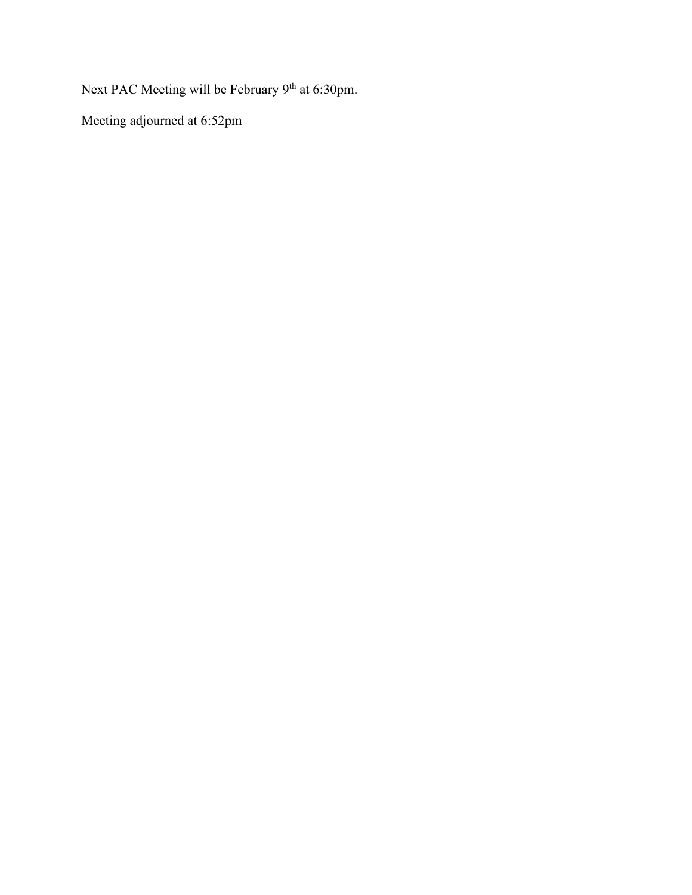Next PAC Meeting will be February 9th at 6:30pm.

Meeting adjourned at 6:52pm